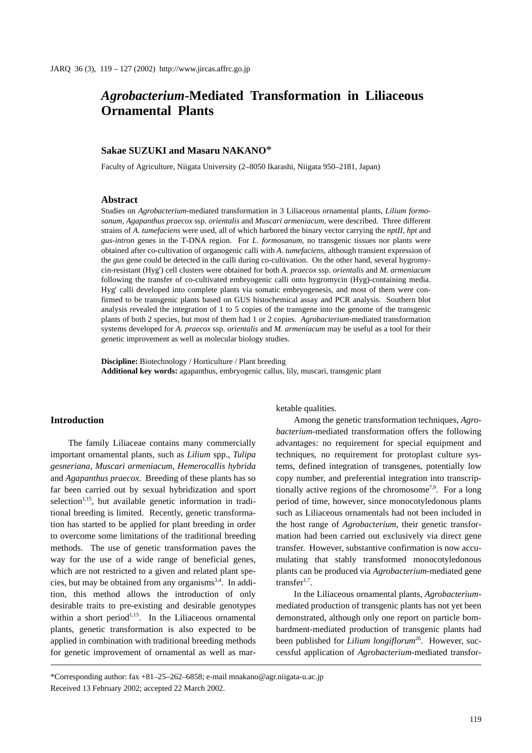# *Agrobacterium*-Mediated Transformation in Liliaceous Ornamental Plants

**Sakae SUZUKI and Masaru NAKANO***

Faculty of Agriculture, Niigata University (2–8050 Ikarashi, Niigata 950–2181, Japan)

## Abstract

Studies on *Agrobacterium*-mediated transformation in 3 Liliaceous ornamental plants, *Lilium formosanum*, *Agapanthus praecox* ssp. *orientalis* and *Muscari armeniacum*, were described. Three different strains of *A. tumefaciens* were used, all of which harbored the binary vector carrying the *nptII*, *hpt* and *gus-intron* genes in the T-DNA region. For *L. formosanum*, no transgenic tissues nor plants were obtained after co-cultivation of organogenic calli with *A. tumefaciens*, although transient expression of the *gus* gene could be detected in the calli during co-cultivation. On the other hand, several hygromycin-resistant ($Hyg^r$) cell clusters were obtained for both *A. praecox* ssp. *orientalis* and *M. armeniacum* following the transfer of co-cultivated embryogenic calli onto hygromycin (Hyg)-containing media. $Hyg^r$ calli developed into complete plants via somatic embryogenesis, and most of them were confirmed to be transgenic plants based on GUS histochemical assay and PCR analysis. Southern blot analysis revealed the integration of 1 to 5 copies of the transgene into the genome of the transgenic plants of both 2 species, but most of them had 1 or 2 copies. *Agrobacterium*-mediated transformation systems developed for *A. praecox* ssp. *orientalis* and *M. armeniacum* may be useful as a tool for their genetic improvement as well as molecular biology studies.

**Discipline:** Biotechnology / Horticulture / Plant breeding
**Additional key words:** agapanthus, embryogenic callus, lily, muscari, transgenic plant

## Introduction

The family Liliaceae contains many commercially important ornamental plants, such as *Lilium* spp., *Tulipa gesneriana*, *Muscari armeniacum*, *Hemerocallis hybrida* and *Agapanthus praecox*. Breeding of these plants has so far been carried out by sexual hybridization and sport selection[1,15], but available genetic information in traditional breeding is limited. Recently, genetic transformation has started to be applied for plant breeding in order to overcome some limitations of the traditional breeding methods. The use of genetic transformation paves the way for the use of a wide range of beneficial genes, which are not restricted to a given and related plant species, but may be obtained from any organisms[3,4]. In addition, this method allows the introduction of only desirable traits to pre-existing and desirable genotypes within a short period[1,15]. In the Liliaceous ornamental plants, genetic transformation is also expected to be applied in combination with traditional breeding methods for genetic improvement of ornamental as well as marketable qualities.

Among the genetic transformation techniques, *Agrobacterium*-mediated transformation offers the following advantages: no requirement for special equipment and techniques, no requirement for protoplast culture systems, defined integration of transgenes, potentially low copy number, and preferential integration into transcriptionally active regions of the chromosome[7,9]. For a long period of time, however, since monocotyledonous plants such as Liliaceous ornamentals had not been included in the host range of *Agrobacterium*, their genetic transformation had been carried out exclusively via direct gene transfer. However, substantive confirmation is now accumulating that stably transformed monocotyledonous plants can be produced via *Agrobacterium*-mediated gene transfer[1,7].

In the Liliaceous ornamental plants, *Agrobacterium*-mediated production of transgenic plants has not yet been demonstrated, although only one report on particle bombardment-mediated production of transgenic plants had been published for *Lilium longiflorum*[26]. However, successful application of *Agrobacterium*-mediated transfor-

*Corresponding author: fax +81–25–262–6858; e-mail mnakano@agr.niigata-u.ac.jp
Received 13 February 2002; accepted 22 March 2002.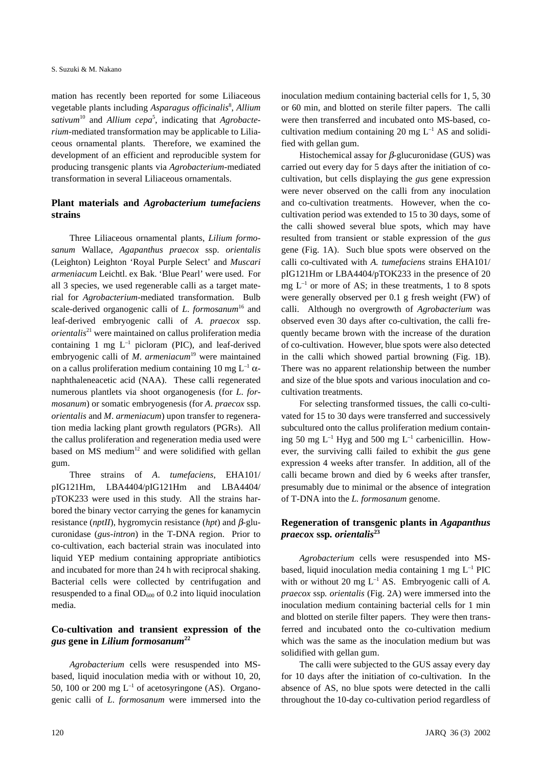mation has recently been reported for some Liliaceous vegetable plants including *Asparagus officinalis*[8], *Allium sativum*[10] and *Allium cepa*[5], indicating that *Agrobacterium*-mediated transformation may be applicable to Liliaceous ornamental plants. Therefore, we examined the development of an efficient and reproducible system for producing transgenic plants via *Agrobacterium*-mediated transformation in several Liliaceous ornamentals.

## Plant materials and *Agrobacterium tumefaciens* strains

Three Liliaceous ornamental plants, *Lilium formosanum* Wallace, *Agapanthus praecox* ssp. *orientalis* (Leighton) Leighton 'Royal Purple Select' and *Muscari armeniacum* Leichtl. ex Bak. 'Blue Pearl' were used. For all 3 species, we used regenerable calli as a target material for *Agrobacterium*-mediated transformation. Bulb scale-derived organogenic calli of *L. formosanum*[16] and leaf-derived embryogenic calli of *A. praecox* ssp. *orientalis*[21] were maintained on callus proliferation media containing 1 mg $L^{-1}$ picloram (PIC), and leaf-derived embryogenic calli of *M. armeniacum*[19] were maintained on a callus proliferation medium containing 10 mg $L^{-1}$ $\alpha$-naphthaleneacetic acid (NAA). These calli regenerated numerous plantlets via shoot organogenesis (for *L. formosanum*) or somatic embryogenesis (for *A. praecox* ssp. *orientalis* and *M. armeniacum*) upon transfer to regeneration media lacking plant growth regulators (PGRs). All the callus proliferation and regeneration media used were based on MS medium[12] and were solidified with gellan gum.

Three strains of *A. tumefaciens*, EHA101/pIG121Hm, LBA4404/pIG121Hm and LBA4404/pTOK233 were used in this study. All the strains harbored the binary vector carrying the genes for kanamycin resistance (*nptII*), hygromycin resistance (*hpt*) and $\beta$-glucuronidase (*gus-intron*) in the T-DNA region. Prior to co-cultivation, each bacterial strain was inoculated into liquid YEP medium containing appropriate antibiotics and incubated for more than 24 h with reciprocal shaking. Bacterial cells were collected by centrifugation and resuspended to a final $OD_{600}$ of 0.2 into liquid inoculation media.

## Co-cultivation and transient expression of the *gus* gene in *Lilium formosanum*[22]

*Agrobacterium* cells were resuspended into MS-based, liquid inoculation media with or without 10, 20, 50, 100 or 200 mg $L^{-1}$ of acetosyringone (AS). Organogenic calli of *L. formosanum* were immersed into the inoculation medium containing bacterial cells for 1, 5, 30 or 60 min, and blotted on sterile filter papers. The calli were then transferred and incubated onto MS-based, co-cultivation medium containing 20 mg $L^{-1}$ AS and solidified with gellan gum.

Histochemical assay for $\beta$-glucuronidase (GUS) was carried out every day for 5 days after the initiation of co-cultivation, but cells displaying the *gus* gene expression were never observed on the calli from any inoculation and co-cultivation treatments. However, when the co-cultivation period was extended to 15 to 30 days, some of the calli showed several blue spots, which may have resulted from transient or stable expression of the *gus* gene (Fig. 1A). Such blue spots were observed on the calli co-cultivated with *A. tumefaciens* strains EHA101/pIG121Hm or LBA4404/pTOK233 in the presence of 20 mg $L^{-1}$ or more of AS; in these treatments, 1 to 8 spots were generally observed per 0.1 g fresh weight (FW) of calli. Although no overgrowth of *Agrobacterium* was observed even 30 days after co-cultivation, the calli frequently became brown with the increase of the duration of co-cultivation. However, blue spots were also detected in the calli which showed partial browning (Fig. 1B). There was no apparent relationship between the number and size of the blue spots and various inoculation and co-cultivation treatments.

For selecting transformed tissues, the calli co-cultivated for 15 to 30 days were transferred and successively subcultured onto the callus proliferation medium containing 50 mg $L^{-1}$ Hyg and 500 mg $L^{-1}$ carbenicillin. However, the surviving calli failed to exhibit the *gus* gene expression 4 weeks after transfer. In addition, all of the calli became brown and died by 6 weeks after transfer, presumably due to minimal or the absence of integration of T-DNA into the *L. formosanum* genome.

## Regeneration of transgenic plants in *Agapanthus praecox* ssp. *orientalis*[23]

*Agrobacterium* cells were resuspended into MS-based, liquid inoculation media containing 1 mg $L^{-1}$ PIC with or without 20 mg $L^{-1}$ AS. Embryogenic calli of *A. praecox* ssp. *orientalis* (Fig. 2A) were immersed into the inoculation medium containing bacterial cells for 1 min and blotted on sterile filter papers. They were then transferred and incubated onto the co-cultivation medium which was the same as the inoculation medium but was solidified with gellan gum.

The calli were subjected to the GUS assay every day for 10 days after the initiation of co-cultivation. In the absence of AS, no blue spots were detected in the calli throughout the 10-day co-cultivation period regardless of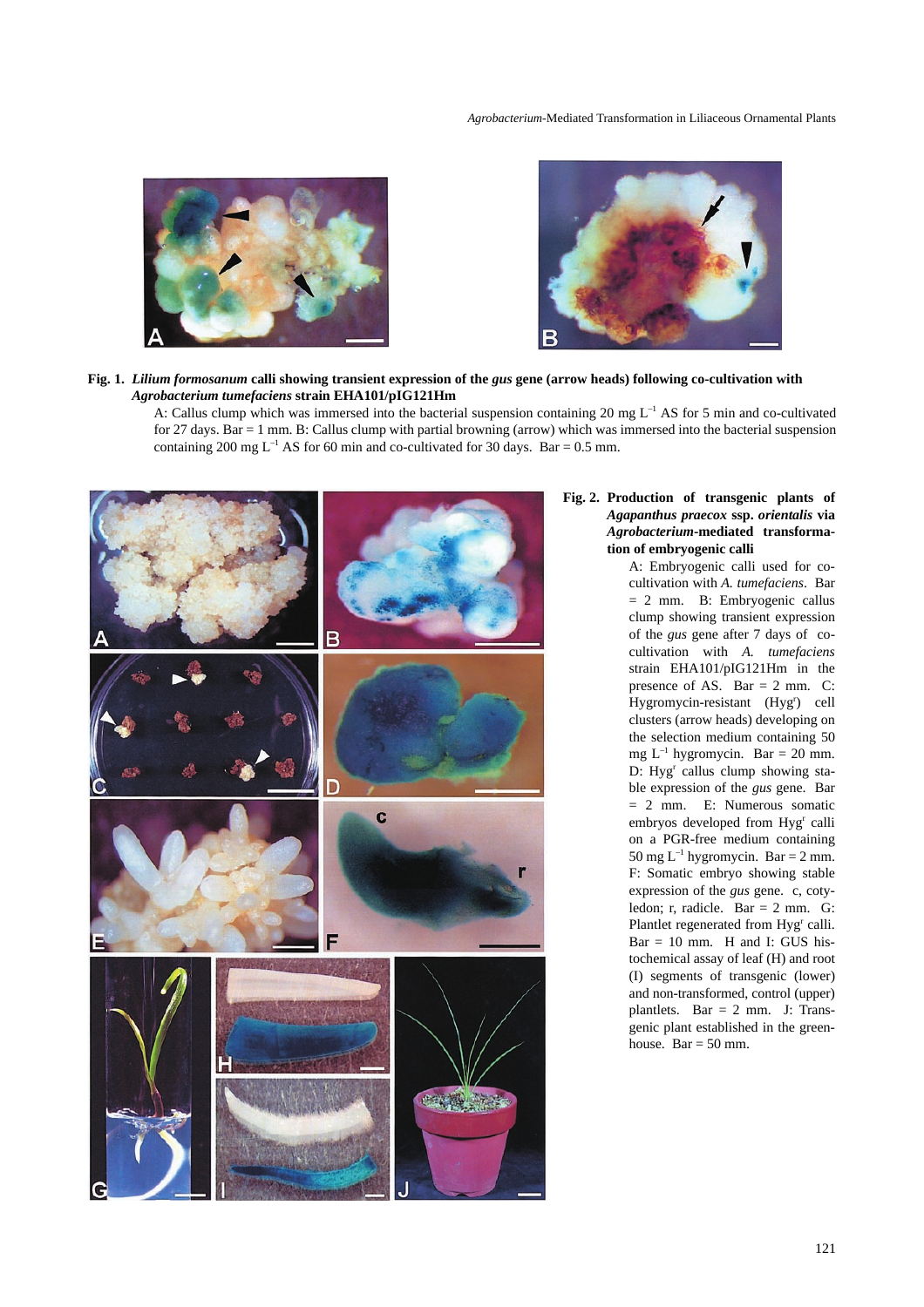**Fig. 1.** ***Lilium formosanum*** **calli showing transient expression of the** ***gus*** **gene (arrow heads) following co-cultivation with** ***Agrobacterium tumefaciens*** **strain EHA101/pIG121Hm**

A: Callus clump which was immersed into the bacterial suspension containing 20 mg $L^{-1}$ AS for 5 min and co-cultivated for 27 days. Bar = 1 mm. B: Callus clump with partial browning (arrow) which was immersed into the bacterial suspension containing 200 mg $L^{-1}$ AS for 60 min and co-cultivated for 30 days. Bar = 0.5 mm.

**Fig. 2. Production of transgenic plants of** ***Agapanthus praecox*** **ssp.** ***orientalis*** **via** ***Agrobacterium*****-mediated transformation of embryogenic calli**

A: Embryogenic calli used for co-cultivation with *A. tumefaciens*. Bar = 2 mm. B: Embryogenic callus clump showing transient expression of the *gus* gene after 7 days of co-cultivation with *A. tumefaciens* strain EHA101/pIG121Hm in the presence of AS. Bar = 2 mm. C: Hygromycin-resistant ($Hyg^r$) cell clusters (arrow heads) developing on the selection medium containing 50 mg $L^{-1}$ hygromycin. Bar = 20 mm. D: $Hyg^r$ callus clump showing stable expression of the *gus* gene. Bar = 2 mm. E: Numerous somatic embryos developed from $Hyg^r$ calli on a PGR-free medium containing 50 mg $L^{-1}$ hygromycin. Bar = 2 mm. F: Somatic embryo showing stable expression of the *gus* gene. c, cotyledon; r, radicle. Bar = 2 mm. G: Plantlet regenerated from $Hyg^r$ calli. Bar = 10 mm. H and I: GUS histochemical assay of leaf (H) and root (I) segments of transgenic (lower) and non-transformed, control (upper) plantlets. Bar = 2 mm. J: Transgenic plant established in the greenhouse. Bar = 50 mm.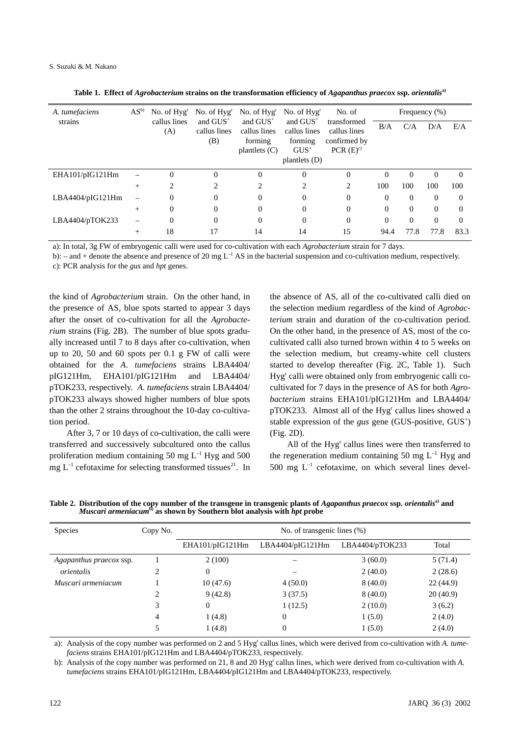**Table 1. Effect of *Agrobacterium* strains on the transformation efficiency of *Agapanthus praecox* ssp. *orientalis*[a)]**

| *A. tumefaciens* strains | AS[b)] | No. of Hyg[r] callus lines (A) | No. of Hyg[r] and GUS[+] callus lines (B) | No. of Hyg[r] and GUS[+] callus lines forming plantlets (C) | No. of Hyg[r] and GUS[+] callus lines forming GUS[+] plantlets (D) | No. of transformed callus lines confirmed by PCR (E)[c)] | Frequency (%) | | | |
|---|---|---|---|---|---|---|---|---|---|---|
| | | | | | | | B/A | C/A | D/A | E/A |
| EHA101/pIG121Hm | – | 0 | 0 | 0 | 0 | 0 | 0 | 0 | 0 | 0 |
| | + | 2 | 2 | 2 | 2 | 2 | 100 | 100 | 100 | 100 |
| LBA4404/pIG121Hm | – | 0 | 0 | 0 | 0 | 0 | 0 | 0 | 0 | 0 |
| | + | 0 | 0 | 0 | 0 | 0 | 0 | 0 | 0 | 0 |
| LBA4404/pTOK233 | – | 0 | 0 | 0 | 0 | 0 | 0 | 0 | 0 | 0 |
| | + | 18 | 17 | 14 | 14 | 15 | 94.4 | 77.8 | 77.8 | 83.3 |

a): In total, 3g FW of embryogenic calli were used for co-cultivation with each *Agrobacterium* strain for 7 days.

b): – and + denote the absence and presence of 20 mg $L^{-1}$ AS in the bacterial suspension and co-cultivation medium, respectively.

c): PCR analysis for the *gus* and *hpt* genes.

the kind of *Agrobacterium* strain. On the other hand, in the presence of AS, blue spots started to appear 3 days after the onset of co-cultivation for all the *Agrobacterium* strains (Fig. 2B). The number of blue spots gradually increased until 7 to 8 days after co-cultivation, when up to 20, 50 and 60 spots per 0.1 g FW of calli were obtained for the *A. tumefaciens* strains LBA4404/pIG121Hm, EHA101/pIG121Hm and LBA4404/pTOK233, respectively. *A. tumefaciens* strain LBA4404/pTOK233 always showed higher numbers of blue spots than the other 2 strains throughout the 10-day co-cultivation period.

After 3, 7 or 10 days of co-cultivation, the calli were transferred and successively subcultured onto the callus proliferation medium containing 50 mg $L^{-1}$ Hyg and 500 mg $L^{-1}$ cefotaxime for selecting transformed tissues[21]. In the absence of AS, all of the co-cultivated calli died on the selection medium regardless of the kind of *Agrobacterium* strain and duration of the co-cultivation period. On the other hand, in the presence of AS, most of the co-cultivated calli also turned brown within 4 to 5 weeks on the selection medium, but creamy-white cell clusters started to develop thereafter (Fig. 2C, Table 1). Such Hyg[r] calli were obtained only from embryogenic calli co-cultivated for 7 days in the presence of AS for both *Agrobacterium* strains EHA101/pIG121Hm and LBA4404/pTOK233. Almost all of the Hyg[r] callus lines showed a stable expression of the *gus* gene (GUS-positive, GUS[+]) (Fig. 2D).

All of the Hyg[r] callus lines were then transferred to the regeneration medium containing 50 mg $L^{-1}$ Hyg and 500 mg $L^{-1}$ cefotaxime, on which several lines devel-

**Table 2. Distribution of the copy number of the transgene in transgenic plants of *Agapanthus praecox* ssp. *orientalis*[a)] and *Muscari armeniacum*[b)] as shown by Southern blot analysis with *hpt* probe**

| Species | Copy No. | No. of transgenic lines (%) | | | |
|---|---|---|---|---|---|
| | | EHA101/pIG121Hm | LBA4404/pIG121Hm | LBA4404/pTOK233 | Total |
| *Agapanthus praecox* ssp. | 1 | 2 (100) | – | 3 (60.0) | 5 (71.4) |
| *orientalis* | 2 | 0 | – | 2 (40.0) | 2 (28.6) |
| *Muscari armeniacum* | 1 | 10 (47.6) | 4 (50.0) | 8 (40.0) | 22 (44.9) |
| | 2 | 9 (42.8) | 3 (37.5) | 8 (40.0) | 20 (40.9) |
| | 3 | 0 | 1 (12.5) | 2 (10.0) | 3 (6.2) |
| | 4 | 1 (4.8) | 0 | 1 (5.0) | 2 (4.0) |
| | 5 | 1 (4.8) | 0 | 1 (5.0) | 2 (4.0) |

a): Analysis of the copy number was performed on 2 and 5 Hyg[r] callus lines, which were derived from co-cultivation with *A. tumefaciens* strains EHA101/pIG121Hm and LBA4404/pTOK233, respectively.

b): Analysis of the copy number was performed on 21, 8 and 20 Hyg[r] callus lines, which were derived from co-cultivation with *A. tumefaciens* strains EHA101/pIG121Hm, LBA4404/pIG121Hm and LBA4404/pTOK233, respectively.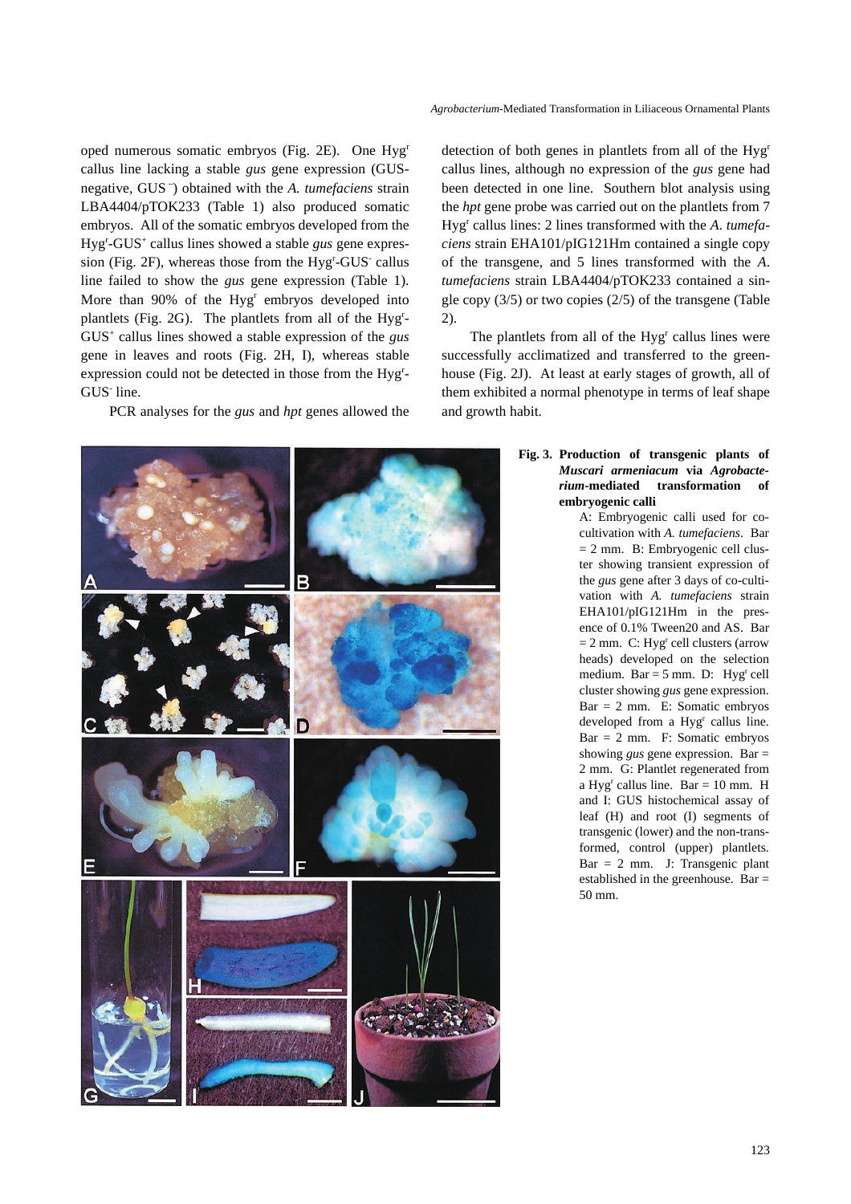oped numerous somatic embryos (Fig. 2E). One Hyg$^r$ callus line lacking a stable *gus* gene expression (GUS-negative, GUS$^-$) obtained with the *A. tumefaciens* strain LBA4404/pTOK233 (Table 1) also produced somatic embryos. All of the somatic embryos developed from the Hyg$^r$-GUS$^+$ callus lines showed a stable *gus* gene expression (Fig. 2F), whereas those from the Hyg$^r$-GUS$^-$ callus line failed to show the *gus* gene expression (Table 1). More than 90% of the Hyg$^r$ embryos developed into plantlets (Fig. 2G). The plantlets from all of the Hyg$^r$-GUS$^+$ callus lines showed a stable expression of the *gus* gene in leaves and roots (Fig. 2H, I), whereas stable expression could not be detected in those from the Hyg$^r$-GUS$^-$ line.

PCR analyses for the *gus* and *hpt* genes allowed the detection of both genes in plantlets from all of the Hyg$^r$ callus lines, although no expression of the *gus* gene had been detected in one line. Southern blot analysis using the *hpt* gene probe was carried out on the plantlets from 7 Hyg$^r$ callus lines: 2 lines transformed with the *A. tumefaciens* strain EHA101/pIG121Hm contained a single copy of the transgene, and 5 lines transformed with the *A. tumefaciens* strain LBA4404/pTOK233 contained a single copy (3/5) or two copies (2/5) of the transgene (Table 2).

The plantlets from all of the Hyg$^r$ callus lines were successfully acclimatized and transferred to the greenhouse (Fig. 2J). At least at early stages of growth, all of them exhibited a normal phenotype in terms of leaf shape and growth habit.

**Fig. 3. Production of transgenic plants of *Muscari armeniacum* via *Agrobacterium*-mediated transformation of embryogenic calli**

A: Embryogenic calli used for co-cultivation with *A. tumefaciens*. Bar = 2 mm. B: Embryogenic cell cluster showing transient expression of the *gus* gene after 3 days of co-cultivation with *A. tumefaciens* strain EHA101/pIG121Hm in the presence of 0.1% Tween20 and AS. Bar = 2 mm. C: Hyg$^r$ cell clusters (arrow heads) developed on the selection medium. Bar = 5 mm. D: Hyg$^r$ cell cluster showing *gus* gene expression. Bar = 2 mm. E: Somatic embryos developed from a Hyg$^r$ callus line. Bar = 2 mm. F: Somatic embryos showing *gus* gene expression. Bar = 2 mm. G: Plantlet regenerated from a Hyg$^r$ callus line. Bar = 10 mm. H and I: GUS histochemical assay of leaf (H) and root (I) segments of transgenic (lower) and the non-transformed, control (upper) plantlets. Bar = 2 mm. J: Transgenic plant established in the greenhouse. Bar = 50 mm.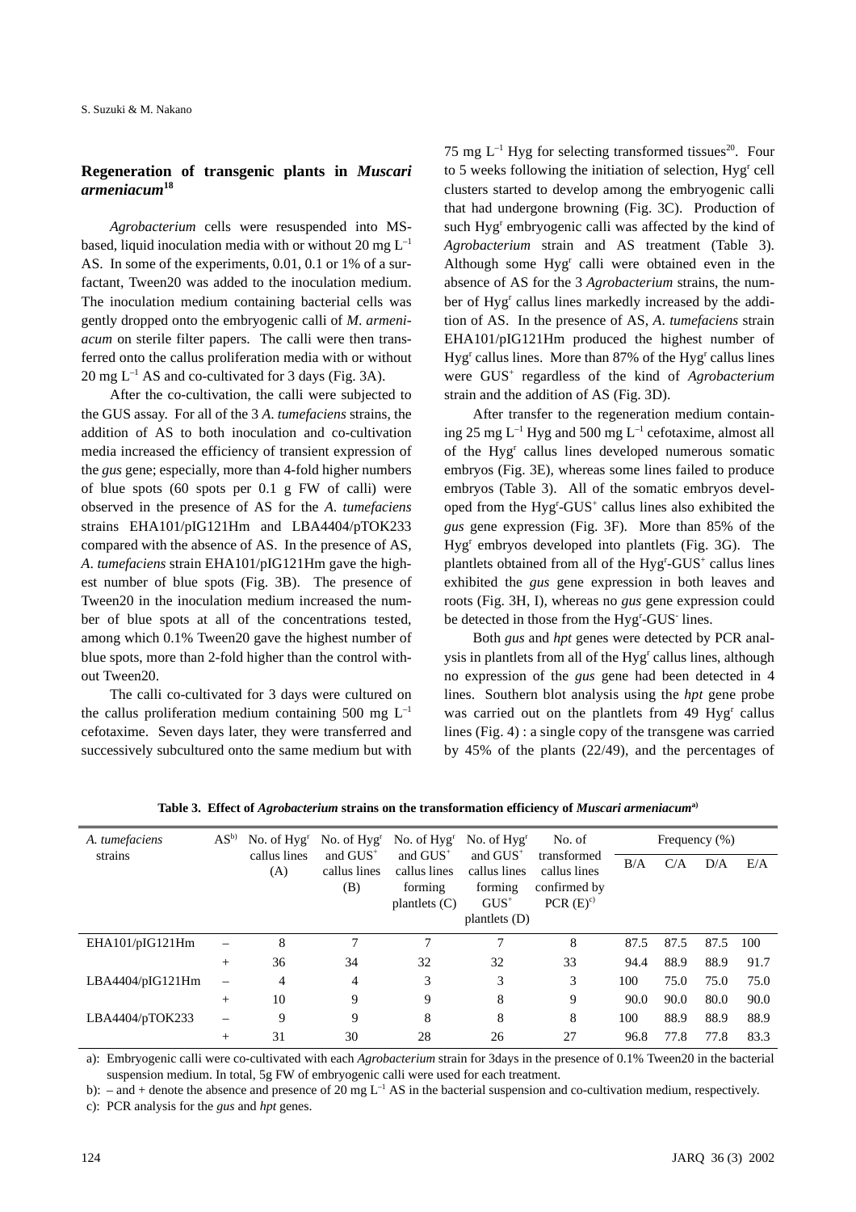### Regeneration of transgenic plants in *Muscari armeniacum*[18]

*Agrobacterium* cells were resuspended into MS-based, liquid inoculation media with or without 20 mg $L^{-1}$ AS. In some of the experiments, 0.01, 0.1 or 1% of a surfactant, Tween20 was added to the inoculation medium. The inoculation medium containing bacterial cells was gently dropped onto the embryogenic calli of *M. armeniacum* on sterile filter papers. The calli were then transferred onto the callus proliferation media with or without 20 mg $L^{-1}$ AS and co-cultivated for 3 days (Fig. 3A).

After the co-cultivation, the calli were subjected to the GUS assay. For all of the 3 *A. tumefaciens* strains, the addition of AS to both inoculation and co-cultivation media increased the efficiency of transient expression of the *gus* gene; especially, more than 4-fold higher numbers of blue spots (60 spots per 0.1 g FW of calli) were observed in the presence of AS for the *A. tumefaciens* strains EHA101/pIG121Hm and LBA4404/pTOK233 compared with the absence of AS. In the presence of AS, *A. tumefaciens* strain EHA101/pIG121Hm gave the highest number of blue spots (Fig. 3B). The presence of Tween20 in the inoculation medium increased the number of blue spots at all of the concentrations tested, among which 0.1% Tween20 gave the highest number of blue spots, more than 2-fold higher than the control without Tween20.

The calli co-cultivated for 3 days were cultured on the callus proliferation medium containing 500 mg $L^{-1}$ cefotaxime. Seven days later, they were transferred and successively subcultured onto the same medium but with 75 mg $L^{-1}$ Hyg for selecting transformed tissues[20]. Four to 5 weeks following the initiation of selection, $Hyg^r$ cell clusters started to develop among the embryogenic calli that had undergone browning (Fig. 3C). Production of such $Hyg^r$ embryogenic calli was affected by the kind of *Agrobacterium* strain and AS treatment (Table 3). Although some $Hyg^r$ calli were obtained even in the absence of AS for the 3 *Agrobacterium* strains, the number of $Hyg^r$ callus lines markedly increased by the addition of AS. In the presence of AS, *A. tumefaciens* strain EHA101/pIG121Hm produced the highest number of $Hyg^r$ callus lines. More than 87% of the $Hyg^r$ callus lines were $GUS^+$ regardless of the kind of *Agrobacterium* strain and the addition of AS (Fig. 3D).

After transfer to the regeneration medium containing 25 mg $L^{-1}$ Hyg and 500 mg $L^{-1}$ cefotaxime, almost all of the $Hyg^r$ callus lines developed numerous somatic embryos (Fig. 3E), whereas some lines failed to produce embryos (Table 3). All of the somatic embryos developed from the $Hyg^r$-$GUS^+$ callus lines also exhibited the *gus* gene expression (Fig. 3F). More than 85% of the $Hyg^r$ embryos developed into plantlets (Fig. 3G). The plantlets obtained from all of the $Hyg^r$-$GUS^+$ callus lines exhibited the *gus* gene expression in both leaves and roots (Fig. 3H, I), whereas no *gus* gene expression could be detected in those from the $Hyg^r$-$GUS^-$ lines.

Both *gus* and *hpt* genes were detected by PCR analysis in plantlets from all of the $Hyg^r$ callus lines, although no expression of the *gus* gene had been detected in 4 lines. Southern blot analysis using the *hpt* gene probe was carried out on the plantlets from 49 $Hyg^r$ callus lines (Fig. 4) : a single copy of the transgene was carried by 45% of the plants (22/49), and the percentages of

**Table 3. Effect of *Agrobacterium* strains on the transformation efficiency of *Muscari armeniacum*[a)]**

| *A. tumefaciens* strains | AS[b)] | No. of $Hyg^r$ callus lines (A) | No. of $Hyg^r$ and $GUS^+$ callus lines (B) | No. of $Hyg^r$ and $GUS^+$ callus lines forming plantlets (C) | No. of $Hyg^r$ and $GUS^+$ callus lines forming $GUS^+$ plantlets (D) | No. of transformed callus lines confirmed by PCR (E)[c)] | Frequency (%) B/A | C/A | D/A | E/A |
|---|---|---|---|---|---|---|---|---|---|---|
| EHA101/pIG121Hm | – | 8 | 7 | 7 | 7 | 8 | 87.5 | 87.5 | 87.5 | 100 |
| | + | 36 | 34 | 32 | 32 | 33 | 94.4 | 88.9 | 88.9 | 91.7 |
| LBA4404/pIG121Hm | – | 4 | 4 | 3 | 3 | 3 | 100 | 75.0 | 75.0 | 75.0 |
| | + | 10 | 9 | 9 | 8 | 9 | 90.0 | 90.0 | 80.0 | 90.0 |
| LBA4404/pTOK233 | – | 9 | 9 | 8 | 8 | 8 | 100 | 88.9 | 88.9 | 88.9 |
| | + | 31 | 30 | 28 | 26 | 27 | 96.8 | 77.8 | 77.8 | 83.3 |

a): Embryogenic calli were co-cultivated with each *Agrobacterium* strain for 3days in the presence of 0.1% Tween20 in the bacterial suspension medium. In total, 5g FW of embryogenic calli were used for each treatment.

b): – and + denote the absence and presence of 20 mg $L^{-1}$ AS in the bacterial suspension and co-cultivation medium, respectively.

c): PCR analysis for the *gus* and *hpt* genes.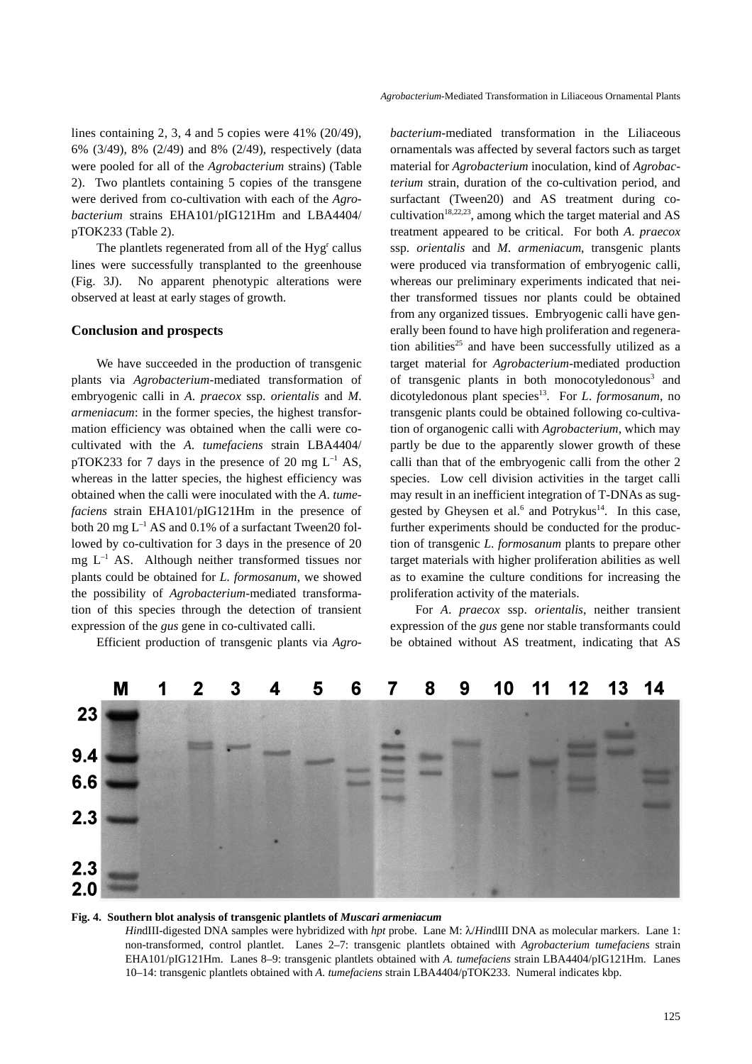lines containing 2, 3, 4 and 5 copies were 41% (20/49), 6% (3/49), 8% (2/49) and 8% (2/49), respectively (data were pooled for all of the *Agrobacterium* strains) (Table 2). Two plantlets containing 5 copies of the transgene were derived from co-cultivation with each of the *Agrobacterium* strains EHA101/pIG121Hm and LBA4404/pTOK233 (Table 2).

The plantlets regenerated from all of the Hyg$^r$ callus lines were successfully transplanted to the greenhouse (Fig. 3J). No apparent phenotypic alterations were observed at least at early stages of growth.

## Conclusion and prospects

We have succeeded in the production of transgenic plants via *Agrobacterium*-mediated transformation of embryogenic calli in *A. praecox* ssp. *orientalis* and *M. armeniacum*: in the former species, the highest transformation efficiency was obtained when the calli were co-cultivated with the *A. tumefaciens* strain LBA4404/pTOK233 for 7 days in the presence of 20 mg $L^{-1}$ AS, whereas in the latter species, the highest efficiency was obtained when the calli were inoculated with the *A. tumefaciens* strain EHA101/pIG121Hm in the presence of both 20 mg $L^{-1}$ AS and 0.1% of a surfactant Tween20 followed by co-cultivation for 3 days in the presence of 20 mg $L^{-1}$ AS. Although neither transformed tissues nor plants could be obtained for *L. formosanum*, we showed the possibility of *Agrobacterium*-mediated transformation of this species through the detection of transient expression of the *gus* gene in co-cultivated calli.

Efficient production of transgenic plants via *Agrobacterium*-mediated transformation in the Liliaceous ornamentals was affected by several factors such as target material for *Agrobacterium* inoculation, kind of *Agrobacterium* strain, duration of the co-cultivation period, and surfactant (Tween20) and AS treatment during co-cultivation[18,22,23], among which the target material and AS treatment appeared to be critical. For both *A. praecox* ssp. *orientalis* and *M. armeniacum*, transgenic plants were produced via transformation of embryogenic calli, whereas our preliminary experiments indicated that neither transformed tissues nor plants could be obtained from any organized tissues. Embryogenic calli have generally been found to have high proliferation and regeneration abilities[25] and have been successfully utilized as a target material for *Agrobacterium*-mediated production of transgenic plants in both monocotyledonous[3] and dicotyledonous plant species[13]. For *L. formosanum*, no transgenic plants could be obtained following co-cultivation of organogenic calli with *Agrobacterium*, which may partly be due to the apparently slower growth of these calli than that of the embryogenic calli from the other 2 species. Low cell division activities in the target calli may result in an inefficient integration of T-DNAs as suggested by Gheysen et al.[6] and Potrykus[14]. In this case, further experiments should be conducted for the production of transgenic *L. formosanum* plants to prepare other target materials with higher proliferation abilities as well as to examine the culture conditions for increasing the proliferation activity of the materials.

For *A. praecox* ssp. *orientalis*, neither transient expression of the *gus* gene nor stable transformants could be obtained without AS treatment, indicating that AS

**Fig. 4. Southern blot analysis of transgenic plantlets of *Muscari armeniacum***

*Hin*dIII-digested DNA samples were hybridized with *hpt* probe. Lane M: λ/*Hin*dIII DNA as molecular markers. Lane 1: non-transformed, control plantlet. Lanes 2–7: transgenic plantlets obtained with *Agrobacterium tumefaciens* strain EHA101/pIG121Hm. Lanes 8–9: transgenic plantlets obtained with *A. tumefaciens* strain LBA4404/pIG121Hm. Lanes 10–14: transgenic plantlets obtained with *A. tumefaciens* strain LBA4404/pTOK233. Numeral indicates kbp.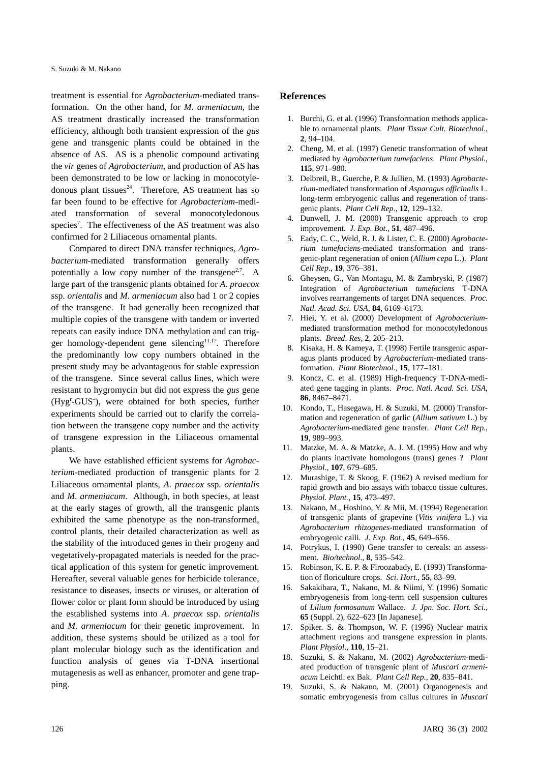treatment is essential for *Agrobacterium*-mediated transformation. On the other hand, for *M*. *armeniacum*, the AS treatment drastically increased the transformation efficiency, although both transient expression of the *gus* gene and transgenic plants could be obtained in the absence of AS. AS is a phenolic compound activating the *vir* genes of *Agrobacterium*, and production of AS has been demonstrated to be low or lacking in monocotyledonous plant tissues[24]. Therefore, AS treatment has so far been found to be effective for *Agrobacterium*-mediated transformation of several monocotyledonous species[7]. The effectiveness of the AS treatment was also confirmed for 2 Liliaceous ornamental plants.

Compared to direct DNA transfer techniques, *Agrobacterium*-mediated transformation generally offers potentially a low copy number of the transgene[2,7]. A large part of the transgenic plants obtained for *A*. *praecox* ssp. *orientalis* and *M*. *armeniacum* also had 1 or 2 copies of the transgene. It had generally been recognized that multiple copies of the transgene with tandem or inverted repeats can easily induce DNA methylation and can trigger homology-dependent gene silencing[11,17]. Therefore the predominantly low copy numbers obtained in the present study may be advantageous for stable expression of the transgene. Since several callus lines, which were resistant to hygromycin but did not express the *gus* gene ($Hyg^r$-$GUS^-$), were obtained for both species, further experiments should be carried out to clarify the correlation between the transgene copy number and the activity of transgene expression in the Liliaceous ornamental plants.

We have established efficient systems for *Agrobacterium*-mediated production of transgenic plants for 2 Liliaceous ornamental plants, *A*. *praecox* ssp. *orientalis* and *M*. *armeniacum*. Although, in both species, at least at the early stages of growth, all the transgenic plants exhibited the same phenotype as the non-transformed, control plants, their detailed characterization as well as the stability of the introduced genes in their progeny and vegetatively-propagated materials is needed for the practical application of this system for genetic improvement. Hereafter, several valuable genes for herbicide tolerance, resistance to diseases, insects or viruses, or alteration of flower color or plant form should be introduced by using the established systems into *A*. *praecox* ssp. *orientalis* and *M*. *armeniacum* for their genetic improvement. In addition, these systems should be utilized as a tool for plant molecular biology such as the identification and function analysis of genes via T-DNA insertional mutagenesis as well as enhancer, promoter and gene trapping.

## References

1. Burchi, G. et al. (1996) Transformation methods applicable to ornamental plants. *Plant Tissue Cult. Biotechnol*., **2**, 94–104.
2. Cheng, M. et al. (1997) Genetic transformation of wheat mediated by *Agrobacterium tumefaciens*. *Plant Physiol*., **115**, 971–980.
3. Delbreil, B., Guerche, P. & Jullien, M. (1993) *Agrobacterium*-mediated transformation of *Asparagus officinalis* L. long-term embryogenic callus and regeneration of transgenic plants. *Plant Cell Rep*., **12**, 129–132.
4. Dunwell, J. M. (2000) Transgenic approach to crop improvement. *J. Exp. Bot*., **51**, 487–496.
5. Eady, C. C., Weld, R. J. & Lister, C. E. (2000) *Agrobacterium tumefaciens*-mediated transformation and transgenic-plant regeneration of onion (*Allium cepa* L.). *Plant Cell Rep*., **19**, 376–381.
6. Gheysen, G., Van Montagu, M. & Zambryski, P. (1987) Integration of *Agrobacterium tumefaciens* T-DNA involves rearrangements of target DNA sequences. *Proc. Natl. Acad. Sci. USA*, **84**, 6169–6173.
7. Hiei, Y. et al. (2000) Development of *Agrobacterium*-mediated transformation method for monocotyledonous plants. *Breed. Res*, **2**, 205–213.
8. Kisaka, H. & Kameya, T. (1998) Fertile transgenic asparagus plants produced by *Agrobacterium*-mediated transformation. *Plant Biotechnol*., **15**, 177–181.
9. Koncz, C. et al. (1989) High-frequency T-DNA-mediated gene tagging in plants. *Proc. Natl. Acad. Sci. USA*, **86**, 8467–8471.
10. Kondo, T., Hasegawa, H. & Suzuki, M. (2000) Transformation and regeneration of garlic (*Allium sativum* L.) by *Agrobacterium*-mediated gene transfer. *Plant Cell Rep*., **19**, 989–993.
11. Matzke, M. A. & Matzke, A. J. M. (1995) How and why do plants inactivate homologous (trans) genes ? *Plant Physiol*., **107**, 679–685.
12. Murashige, T. & Skoog, F. (1962) A revised medium for rapid growth and bio assays with tobacco tissue cultures. *Physiol. Plant.*, **15**, 473–497.
13. Nakano, M., Hoshino, Y. & Mii, M. (1994) Regeneration of transgenic plants of grapevine (*Vitis vinifera* L.) via *Agrobacterium rhizogenes*-mediated transformation of embryogenic calli. *J. Exp. Bot*., **45**, 649–656.
14. Potrykus, I. (1990) Gene transfer to cereals: an assessment. *Bio/technol.*, **8**, 535–542.
15. Robinson, K. E. P. & Firoozabady, E. (1993) Transformation of floriculture crops. *Sci. Hort*., **55**, 83–99.
16. Sakakibara, T., Nakano, M. & Niimi, Y. (1996) Somatic embryogenesis from long-term cell suspension cultures of *Lilium formosanum* Wallace. *J. Jpn. Soc. Hort. Sci*., **65** (Suppl. 2), 622–623 [In Japanese].
17. Spiker. S. & Thompson, W. F. (1996) Nuclear matrix attachment regions and transgene expression in plants. *Plant Physiol*., **110**, 15–21.
18. Suzuki, S. & Nakano, M. (2002) *Agrobacterium*-mediated production of transgenic plant of *Muscari armeniacum* Leichtl. ex Bak. *Plant Cell Rep.*, **20**, 835–841.
19. Suzuki, S. & Nakano, M. (2001) Organogenesis and somatic embryogenesis from callus cultures in *Muscari*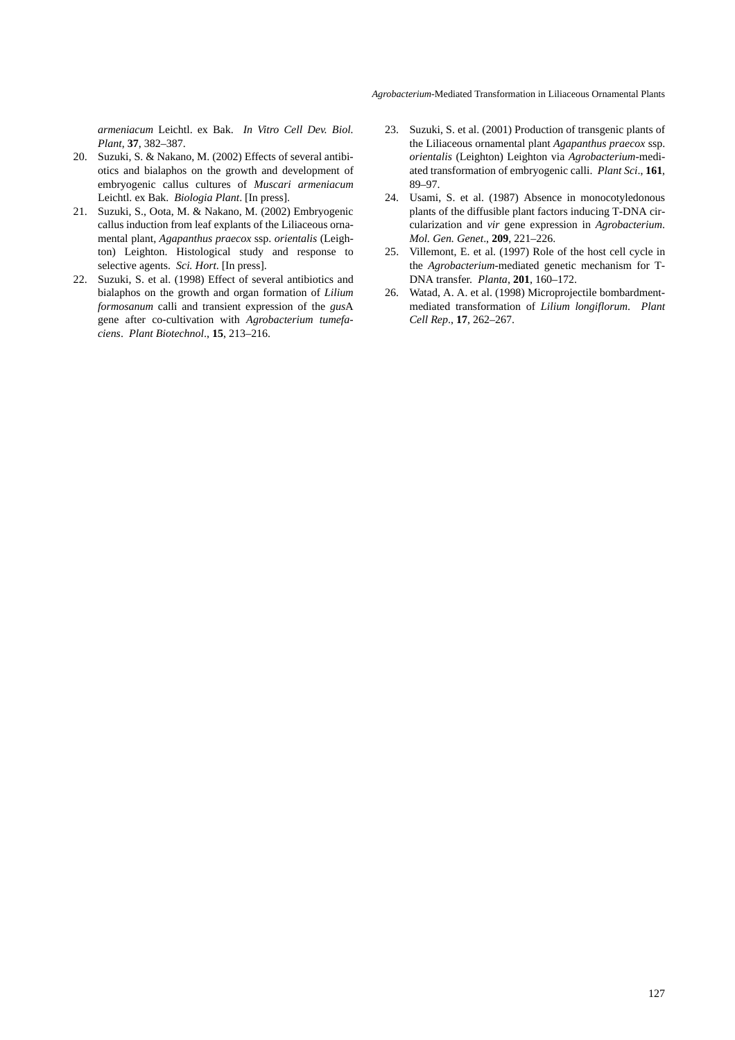*armeniacum* Leichtl. ex Bak. *In Vitro Cell Dev. Biol. Plant*, **37**, 382–387.

20. Suzuki, S. & Nakano, M. (2002) Effects of several antibiotics and bialaphos on the growth and development of embryogenic callus cultures of *Muscari armeniacum* Leichtl. ex Bak. *Biologia Plant*. [In press].
21. Suzuki, S., Oota, M. & Nakano, M. (2002) Embryogenic callus induction from leaf explants of the Liliaceous ornamental plant, *Agapanthus praecox* ssp. *orientalis* (Leighton) Leighton. Histological study and response to selective agents. *Sci. Hort*. [In press].
22. Suzuki, S. et al. (1998) Effect of several antibiotics and bialaphos on the growth and organ formation of *Lilium formosanum* calli and transient expression of the *gus*A gene after co-cultivation with *Agrobacterium tumefaciens*. *Plant Biotechnol*., **15**, 213–216.
23. Suzuki, S. et al. (2001) Production of transgenic plants of the Liliaceous ornamental plant *Agapanthus praecox* ssp. *orientalis* (Leighton) Leighton via *Agrobacterium*-mediated transformation of embryogenic calli. *Plant Sci*., **161**, 89–97.
24. Usami, S. et al. (1987) Absence in monocotyledonous plants of the diffusible plant factors inducing T-DNA circularization and *vir* gene expression in *Agrobacterium*. *Mol. Gen. Genet*., **209**, 221–226.
25. Villemont, E. et al. (1997) Role of the host cell cycle in the *Agrobacterium*-mediated genetic mechanism for T-DNA transfer. *Planta*, **201**, 160–172.
26. Watad, A. A. et al. (1998) Microprojectile bombardment-mediated transformation of *Lilium longiflorum*. *Plant Cell Rep*., **17**, 262–267.